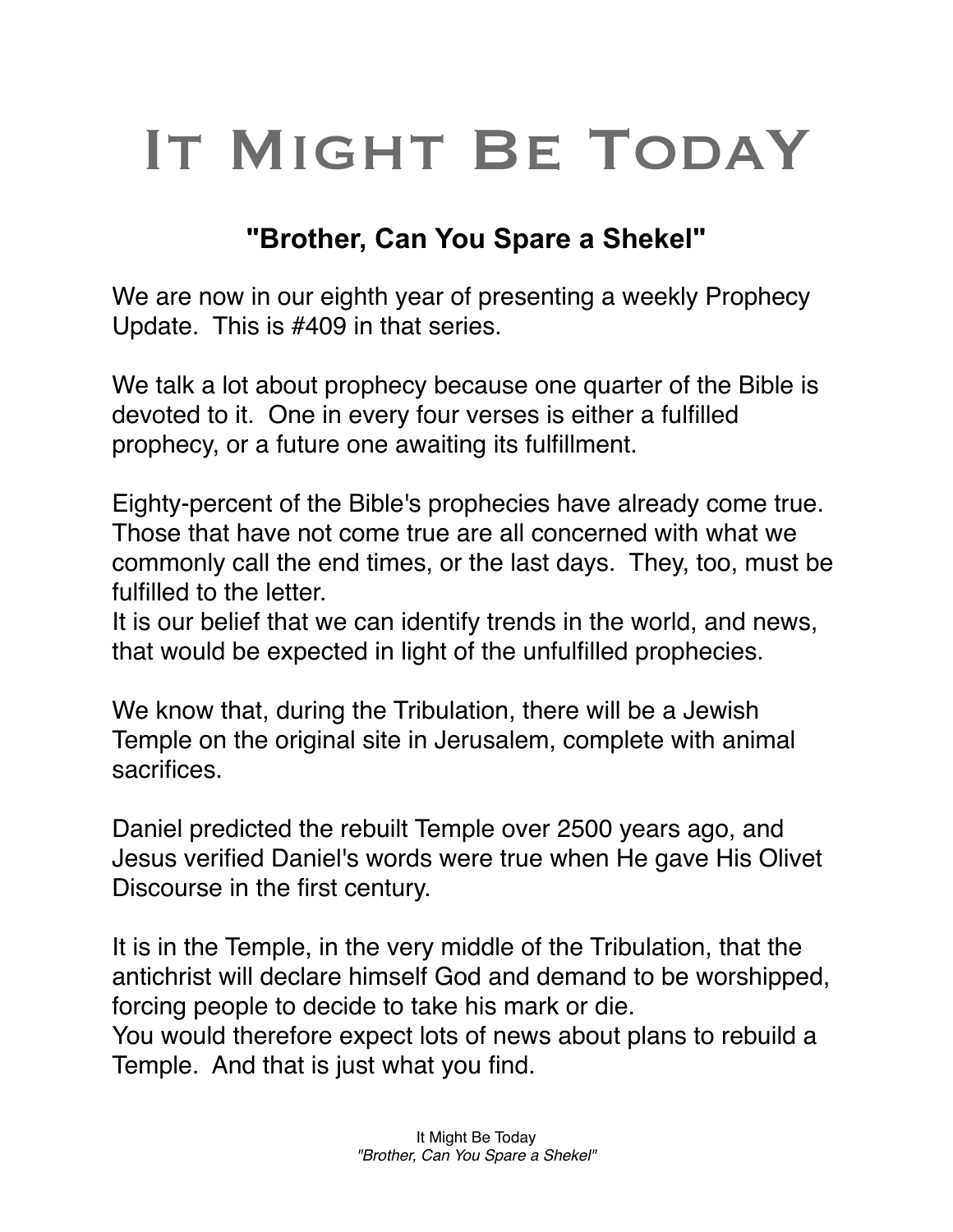# It Might Be TodaY

## "Brother, Can You Spare a Shekel"

We are now in our eighth year of presenting a weekly Prophecy Update. This is #409 in that series.

We talk a lot about prophecy because one quarter of the Bible is devoted to it. One in every four verses is either a fulfilled prophecy, or a future one awaiting its fulfillment.

Eighty-percent of the Bible's prophecies have already come true. Those that have not come true are all concerned with what we commonly call the end times, or the last days. They, too, must be fulfilled to the letter.
It is our belief that we can identify trends in the world, and news, that would be expected in light of the unfulfilled prophecies.

We know that, during the Tribulation, there will be a Jewish Temple on the original site in Jerusalem, complete with animal sacrifices.

Daniel predicted the rebuilt Temple over 2500 years ago, and Jesus verified Daniel's words were true when He gave His Olivet Discourse in the first century.

It is in the Temple, in the very middle of the Tribulation, that the antichrist will declare himself God and demand to be worshipped, forcing people to decide to take his mark or die.
You would therefore expect lots of news about plans to rebuild a Temple. And that is just what you find.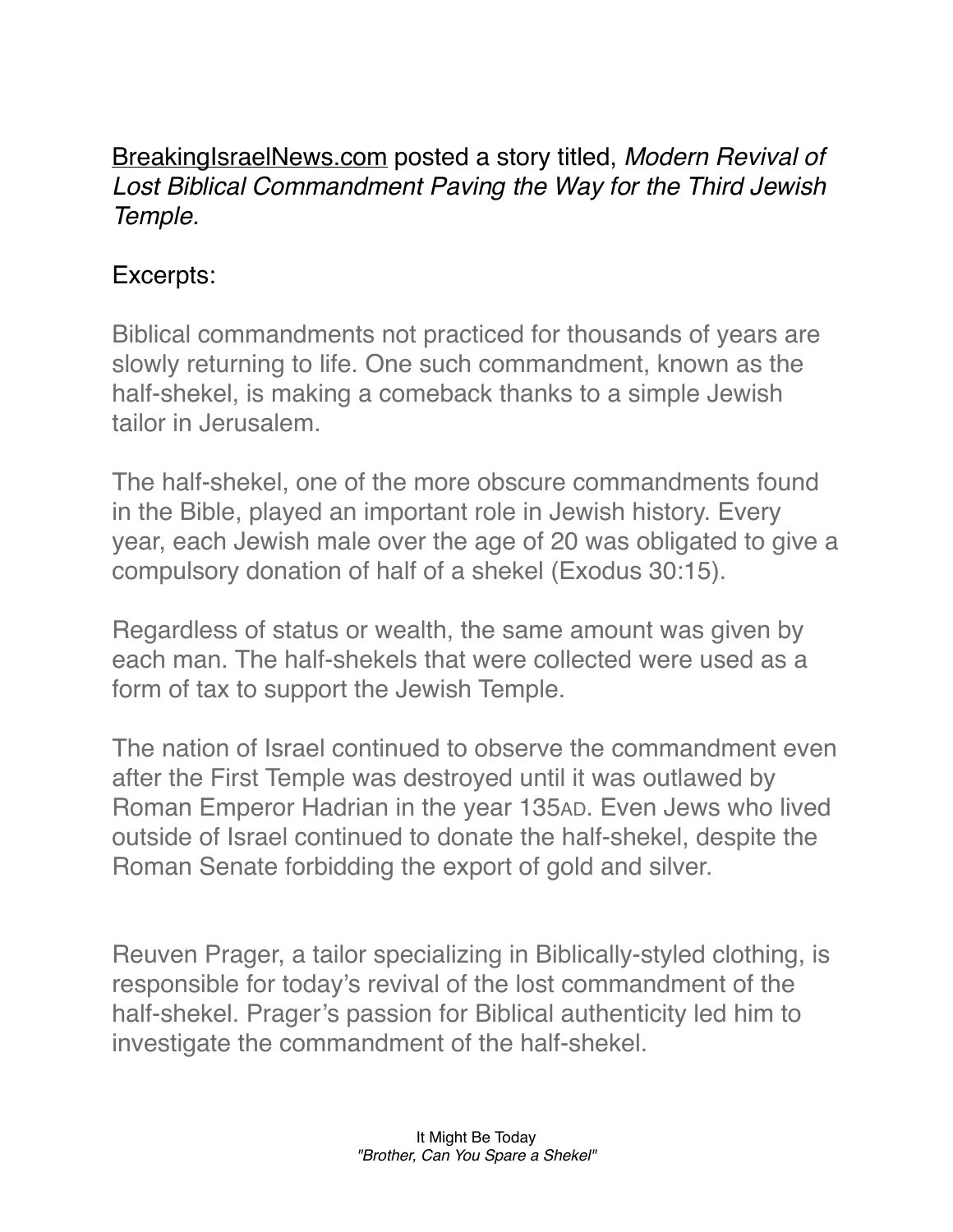BreakingIsraelNews.com posted a story titled, *Modern Revival of Lost Biblical Commandment Paving the Way for the Third Jewish Temple.*

Excerpts:

Biblical commandments not practiced for thousands of years are slowly returning to life. One such commandment, known as the half-shekel, is making a comeback thanks to a simple Jewish tailor in Jerusalem.

The half-shekel, one of the more obscure commandments found in the Bible, played an important role in Jewish history. Every year, each Jewish male over the age of 20 was obligated to give a compulsory donation of half of a shekel (Exodus 30:15).

Regardless of status or wealth, the same amount was given by each man. The half-shekels that were collected were used as a form of tax to support the Jewish Temple.

The nation of Israel continued to observe the commandment even after the First Temple was destroyed until it was outlawed by Roman Emperor Hadrian in the year 135AD. Even Jews who lived outside of Israel continued to donate the half-shekel, despite the Roman Senate forbidding the export of gold and silver.

Reuven Prager, a tailor specializing in Biblically-styled clothing, is responsible for today's revival of the lost commandment of the half-shekel. Prager's passion for Biblical authenticity led him to investigate the commandment of the half-shekel.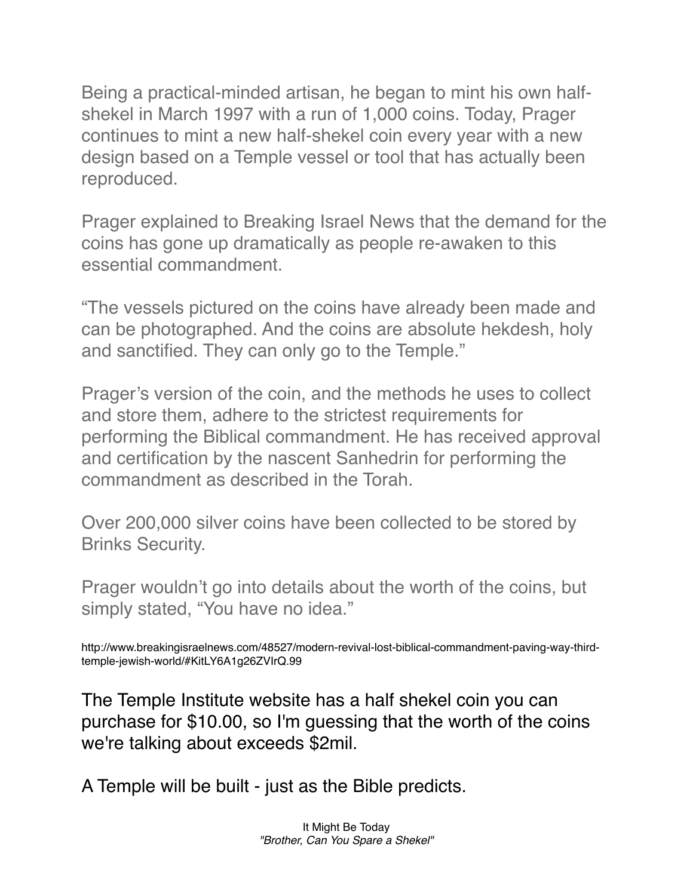Being a practical-minded artisan, he began to mint his own half-shekel in March 1997 with a run of 1,000 coins. Today, Prager continues to mint a new half-shekel coin every year with a new design based on a Temple vessel or tool that has actually been reproduced.

Prager explained to Breaking Israel News that the demand for the coins has gone up dramatically as people re-awaken to this essential commandment.

"The vessels pictured on the coins have already been made and can be photographed. And the coins are absolute hekdesh, holy and sanctified. They can only go to the Temple."

Prager's version of the coin, and the methods he uses to collect and store them, adhere to the strictest requirements for performing the Biblical commandment. He has received approval and certification by the nascent Sanhedrin for performing the commandment as described in the Torah.

Over 200,000 silver coins have been collected to be stored by Brinks Security.

Prager wouldn't go into details about the worth of the coins, but simply stated, "You have no idea."

http://www.breakingisraelnews.com/48527/modern-revival-lost-biblical-commandment-paving-way-third-temple-jewish-world/#KitLY6A1g26ZVIrQ.99

The Temple Institute website has a half shekel coin you can purchase for $10.00, so I'm guessing that the worth of the coins we're talking about exceeds $2mil.

A Temple will be built - just as the Bible predicts.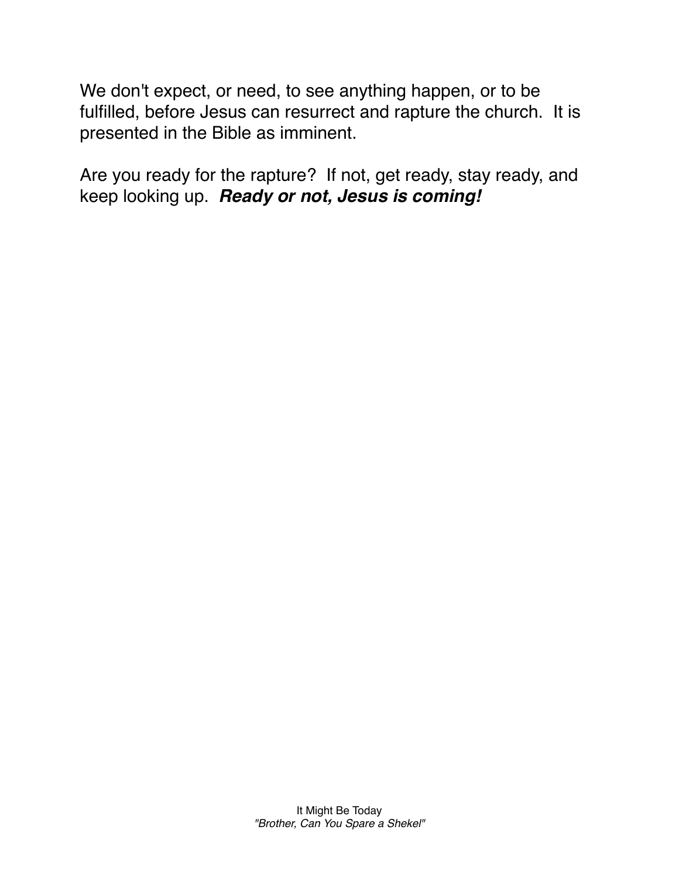We don't expect, or need, to see anything happen, or to be fulfilled, before Jesus can resurrect and rapture the church. It is presented in the Bible as imminent.

Are you ready for the rapture? If not, get ready, stay ready, and keep looking up. ***Ready or not, Jesus is coming!***